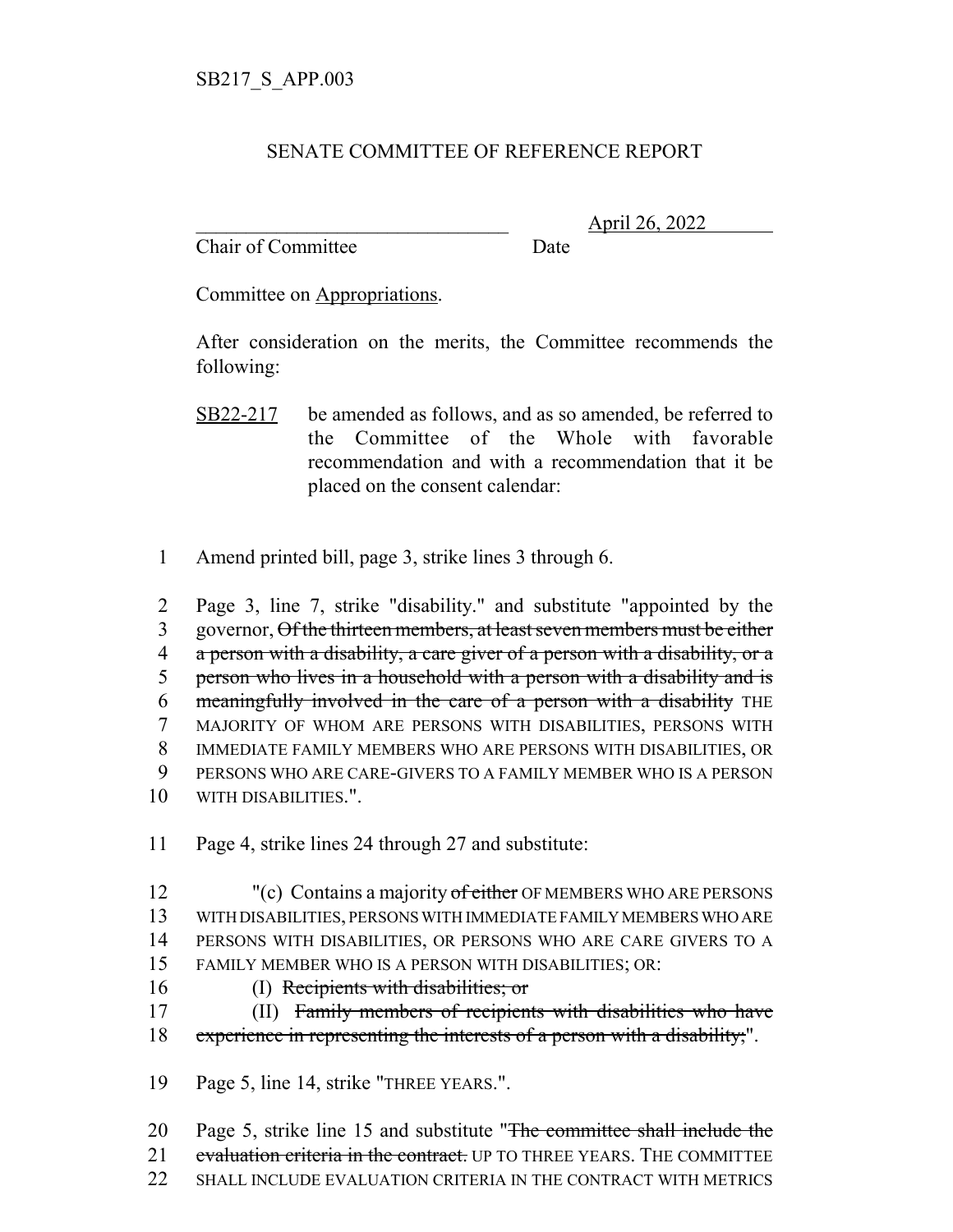SB217_S_APP.003

# SENATE COMMITTEE OF REFERENCE REPORT

\_\_\_\_\_\_\_\_\_\_\_\_\_\_\_\_\_\_\_\_\_\_\_\_\_\_\_\_\_\_\_\_ April 26, 2022

Chair of Committee Date

Committee on Appropriations.

After consideration on the merits, the Committee recommends the following:

SB22-217 be amended as follows, and as so amended, be referred to the Committee of the Whole with favorable recommendation and with a recommendation that it be placed on the consent calendar:

1 Amend printed bill, page 3, strike lines 3 through 6.

2 Page 3, line 7, strike "disability." and substitute "appointed by the
3 governor, ~~Of the thirteen members, at least seven members must be either~~
4 ~~a person with a disability, a care giver of a person with a disability, or a~~
5 ~~person who lives in a household with a person with a disability and is~~
6 ~~meaningfully involved in the care of a person with a disability~~ THE
7 MAJORITY OF WHOM ARE PERSONS WITH DISABILITIES, PERSONS WITH
8 IMMEDIATE FAMILY MEMBERS WHO ARE PERSONS WITH DISABILITIES, OR
9 PERSONS WHO ARE CARE-GIVERS TO A FAMILY MEMBER WHO IS A PERSON
10 WITH DISABILITIES.".

11 Page 4, strike lines 24 through 27 and substitute:

12 "(c) Contains a majority ~~of either~~ OF MEMBERS WHO ARE PERSONS
13 WITH DISABILITIES, PERSONS WITH IMMEDIATE FAMILY MEMBERS WHO ARE
14 PERSONS WITH DISABILITIES, OR PERSONS WHO ARE CARE GIVERS TO A
15 FAMILY MEMBER WHO IS A PERSON WITH DISABILITIES; OR:
16 (I) ~~Recipients with disabilities; or~~
17 (II) ~~Family members of recipients with disabilities who have~~
18 ~~experience in representing the interests of a person with a disability;~~".

19 Page 5, line 14, strike "THREE YEARS.".

20 Page 5, strike line 15 and substitute "~~The committee shall include the~~
21 ~~evaluation criteria in the contract.~~ UP TO THREE YEARS. THE COMMITTEE
22 SHALL INCLUDE EVALUATION CRITERIA IN THE CONTRACT WITH METRICS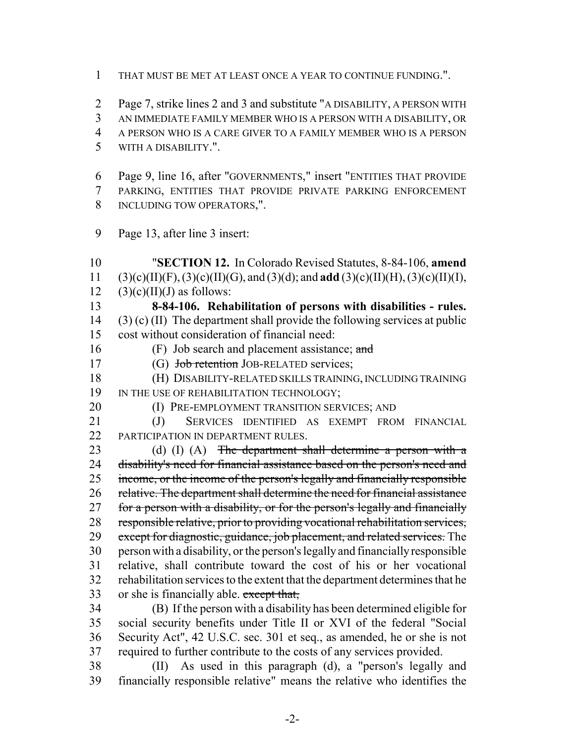THAT MUST BE MET AT LEAST ONCE A YEAR TO CONTINUE FUNDING.".

Page 7, strike lines 2 and 3 and substitute "A DISABILITY, A PERSON WITH AN IMMEDIATE FAMILY MEMBER WHO IS A PERSON WITH A DISABILITY, OR A PERSON WHO IS A CARE GIVER TO A FAMILY MEMBER WHO IS A PERSON WITH A DISABILITY.".

Page 9, line 16, after "GOVERNMENTS," insert "ENTITIES THAT PROVIDE PARKING, ENTITIES THAT PROVIDE PRIVATE PARKING ENFORCEMENT INCLUDING TOW OPERATORS,".

Page 13, after line 3 insert:

"**SECTION 12.** In Colorado Revised Statutes, 8-84-106, **amend** (3)(c)(II)(F), (3)(c)(II)(G), and (3)(d); and **add** (3)(c)(II)(H), (3)(c)(II)(I), (3)(c)(II)(J) as follows:

**8-84-106. Rehabilitation of persons with disabilities - rules.** (3) (c) (II) The department shall provide the following services at public cost without consideration of financial need:

(F) Job search and placement assistance; ~~and~~

(G) ~~Job retention~~ JOB-RELATED services;

(H) DISABILITY-RELATED SKILLS TRAINING, INCLUDING TRAINING IN THE USE OF REHABILITATION TECHNOLOGY;

(I) PRE-EMPLOYMENT TRANSITION SERVICES; AND

(J) SERVICES IDENTIFIED AS EXEMPT FROM FINANCIAL PARTICIPATION IN DEPARTMENT RULES.

(d) (I) (A) ~~The department shall determine a person with a disability's need for financial assistance based on the person's need and income, or the income of the person's legally and financially responsible relative. The department shall determine the need for financial assistance for a person with a disability, or for the person's legally and financially responsible relative, prior to providing vocational rehabilitation services, except for diagnostic, guidance, job placement, and related services.~~ The person with a disability, or the person's legally and financially responsible relative, shall contribute toward the cost of his or her vocational rehabilitation services to the extent that the department determines that he or she is financially able. ~~except that,~~

(B) If the person with a disability has been determined eligible for social security benefits under Title II or XVI of the federal "Social Security Act", 42 U.S.C. sec. 301 et seq., as amended, he or she is not required to further contribute to the costs of any services provided.

(II) As used in this paragraph (d), a "person's legally and financially responsible relative" means the relative who identifies the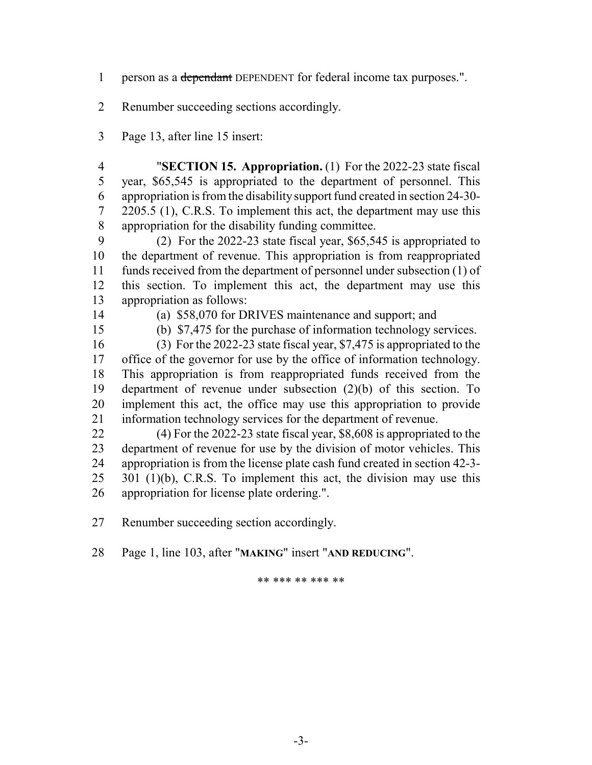person as a ~~dependant~~ DEPENDENT for federal income tax purposes.".

Renumber succeeding sections accordingly.

Page 13, after line 15 insert:

"**SECTION 15. Appropriation.** (1) For the 2022-23 state fiscal year, $65,545 is appropriated to the department of personnel. This appropriation is from the disability support fund created in section 24-30-2205.5 (1), C.R.S. To implement this act, the department may use this appropriation for the disability funding committee.

(2) For the 2022-23 state fiscal year, $65,545 is appropriated to the department of revenue. This appropriation is from reappropriated funds received from the department of personnel under subsection (1) of this section. To implement this act, the department may use this appropriation as follows:

(a) $58,070 for DRIVES maintenance and support; and

(b) $7,475 for the purchase of information technology services.

(3) For the 2022-23 state fiscal year, $7,475 is appropriated to the office of the governor for use by the office of information technology. This appropriation is from reappropriated funds received from the department of revenue under subsection (2)(b) of this section. To implement this act, the office may use this appropriation to provide information technology services for the department of revenue.

(4) For the 2022-23 state fiscal year, $8,608 is appropriated to the department of revenue for use by the division of motor vehicles. This appropriation is from the license plate cash fund created in section 42-3-301 (1)(b), C.R.S. To implement this act, the division may use this appropriation for license plate ordering.".

Renumber succeeding section accordingly.

Page 1, line 103, after "**MAKING**" insert "**AND REDUCING**".

** *** ** *** **